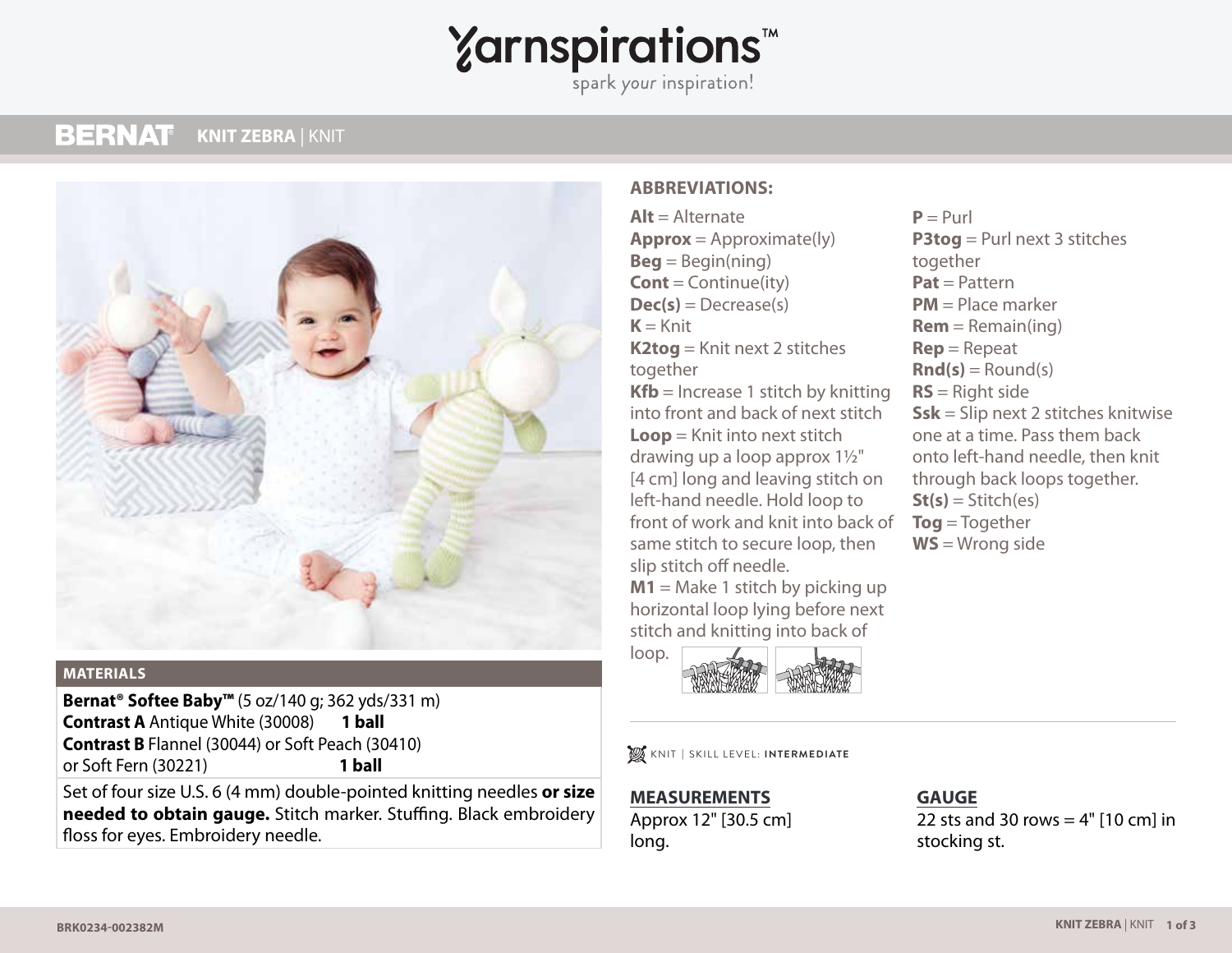# Yarnspirations™

spark *your* inspiration!

**BERNAT** **KNIT ZEBRA** | KNIT

## MATERIALS

**Bernat® Softee Baby™** (5 oz/140 g; 362 yds/331 m)
**Contrast A** Antique White (30008) **1 ball**
**Contrast B** Flannel (30044) or Soft Peach (30410) or Soft Fern (30221) **1 ball**

Set of four size U.S. 6 (4 mm) double-pointed knitting needles **or size needed to obtain gauge.** Stitch marker. Stuffing. Black embroidery floss for eyes. Embroidery needle.

## ABBREVIATIONS:

**Alt** = Alternate
**Approx** = Approximate(ly)
**Beg** = Begin(ning)
**Cont** = Continue(ity)
**Dec(s)** = Decrease(s)
**K** = Knit
**K2tog** = Knit next 2 stitches together
**Kfb** = Increase 1 stitch by knitting into front and back of next stitch
**Loop** = Knit into next stitch drawing up a loop approx 1½" [4 cm] long and leaving stitch on left-hand needle. Hold loop to front of work and knit into back of same stitch to secure loop, then slip stitch off needle.
**M1** = Make 1 stitch by picking up horizontal loop lying before next stitch and knitting into back of loop.
**P** = Purl
**P3tog** = Purl next 3 stitches together
**Pat** = Pattern
**PM** = Place marker
**Rem** = Remain(ing)
**Rep** = Repeat
**Rnd(s)** = Round(s)
**RS** = Right side
**Ssk** = Slip next 2 stitches knitwise one at a time. Pass them back onto left-hand needle, then knit through back loops together.
**St(s)** = Stitch(es)
**Tog** = Together
**WS** = Wrong side

KNIT | SKILL LEVEL: **INTERMEDIATE**

## MEASUREMENTS

Approx 12" [30.5 cm] long.

## GAUGE

22 sts and 30 rows = 4" [10 cm] in stocking st.

BRK0234-002382M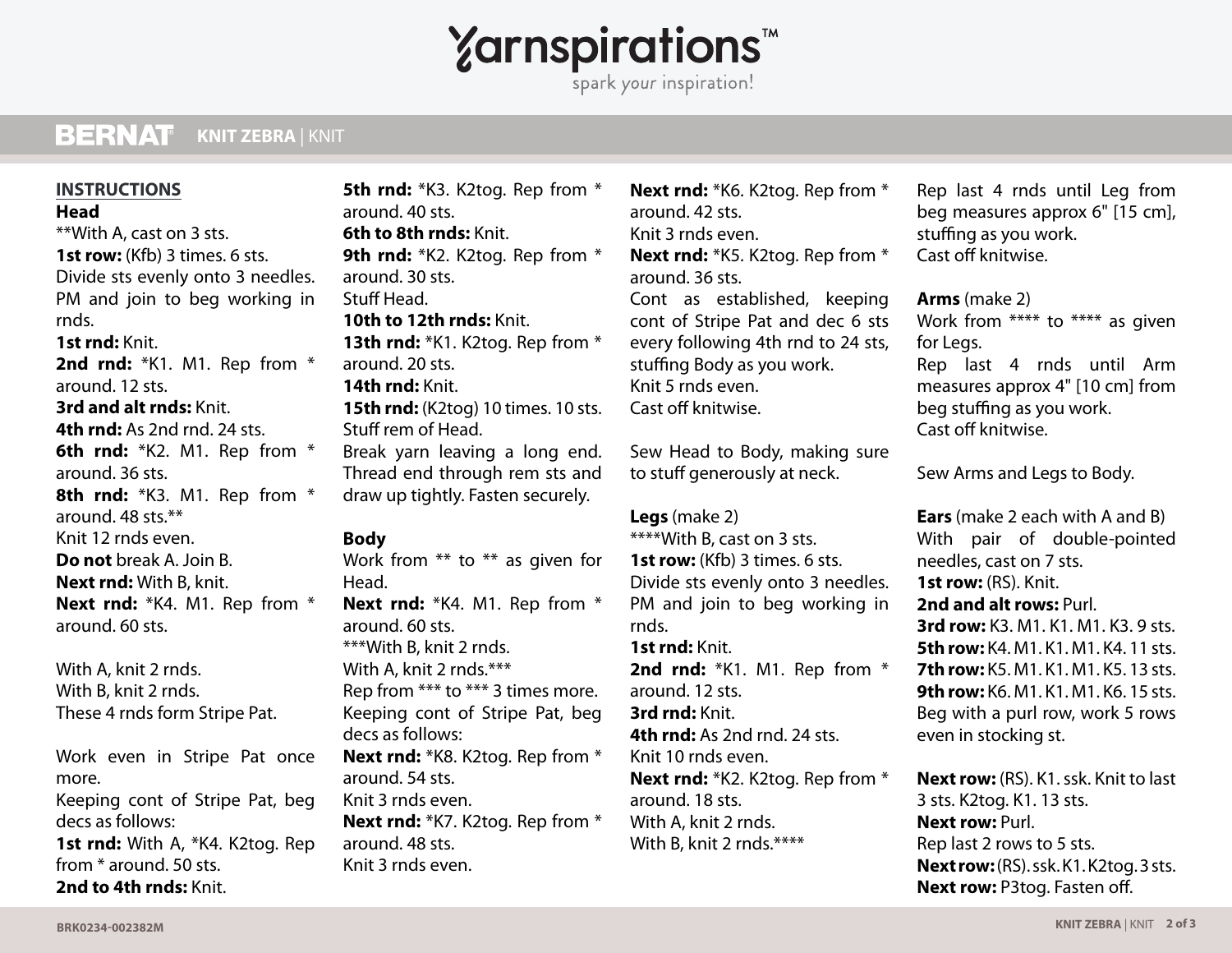## INSTRUCTIONS

### Head

**With A, cast on 3 sts.
**1st row:** (Kfb) 3 times. 6 sts.
Divide sts evenly onto 3 needles. PM and join to beg working in rnds.
**1st rnd:** Knit.
**2nd rnd:** *K1. M1. Rep from * around. 12 sts.
**3rd and alt rnds:** Knit.
**4th rnd:** As 2nd rnd. 24 sts.
**6th rnd:** *K2. M1. Rep from * around. 36 sts.
**8th rnd:** *K3. M1. Rep from * around. 48 sts.**
Knit 12 rnds even.
**Do not** break A. Join B.
**Next rnd:** With B, knit.
**Next rnd:** *K4. M1. Rep from * around. 60 sts.

With A, knit 2 rnds.
With B, knit 2 rnds.
These 4 rnds form Stripe Pat.

Work even in Stripe Pat once more.
Keeping cont of Stripe Pat, beg decs as follows:
**1st rnd:** With A, *K4. K2tog. Rep from * around. 50 sts.
**2nd to 4th rnds:** Knit.
**5th rnd:** *K3. K2tog. Rep from * around. 40 sts.
**6th to 8th rnds:** Knit.
**9th rnd:** *K2. K2tog. Rep from * around. 30 sts.
Stuff Head.
**10th to 12th rnds:** Knit.
**13th rnd:** *K1. K2tog. Rep from * around. 20 sts.
**14th rnd:** Knit.
**15th rnd:** (K2tog) 10 times. 10 sts.
Stuff rem of Head.
Break yarn leaving a long end. Thread end through rem sts and draw up tightly. Fasten securely.

### Body

Work from ** to ** as given for Head.
**Next rnd:** *K4. M1. Rep from * around. 60 sts.
***With B, knit 2 rnds.
With A, knit 2 rnds.***
Rep from *** to *** 3 times more.
Keeping cont of Stripe Pat, beg decs as follows:
**Next rnd:** *K8. K2tog. Rep from * around. 54 sts.
Knit 3 rnds even.
**Next rnd:** *K7. K2tog. Rep from * around. 48 sts.
Knit 3 rnds even.
**Next rnd:** *K6. K2tog. Rep from * around. 42 sts.
Knit 3 rnds even.
**Next rnd:** *K5. K2tog. Rep from * around. 36 sts.
Cont as established, keeping cont of Stripe Pat and dec 6 sts every following 4th rnd to 24 sts, stuffing Body as you work.
Knit 5 rnds even.
Cast off knitwise.

Sew Head to Body, making sure to stuff generously at neck.

### Legs (make 2)

****With B, cast on 3 sts.
**1st row:** (Kfb) 3 times. 6 sts.
Divide sts evenly onto 3 needles. PM and join to beg working in rnds.
**1st rnd:** Knit.
**2nd rnd:** *K1. M1. Rep from * around. 12 sts.
**3rd rnd:** Knit.
**4th rnd:** As 2nd rnd. 24 sts.
Knit 10 rnds even.
**Next rnd:** *K2. K2tog. Rep from * around. 18 sts.
With A, knit 2 rnds.
With B, knit 2 rnds.****

Rep last 4 rnds until Leg from beg measures approx 6" [15 cm], stuffing as you work.
Cast off knitwise.

### Arms (make 2)

Work from **** to **** as given for Legs.
Rep last 4 rnds until Arm measures approx 4" [10 cm] from beg stuffing as you work.
Cast off knitwise.

Sew Arms and Legs to Body.

### Ears (make 2 each with A and B)

With pair of double-pointed needles, cast on 7 sts.
**1st row:** (RS). Knit.
**2nd and alt rows:** Purl.
**3rd row:** K3. M1. K1. M1. K3. 9 sts.
**5th row:** K4. M1. K1. M1. K4. 11 sts.
**7th row:** K5. M1. K1. M1. K5. 13 sts.
**9th row:** K6. M1. K1. M1. K6. 15 sts.
Beg with a purl row, work 5 rows even in stocking st.

**Next row:** (RS). K1. ssk. Knit to last 3 sts. K2tog. K1. 13 sts.
**Next row:** Purl.
Rep last 2 rows to 5 sts.
**Next row:** (RS). ssk. K1. K2tog. 3 sts.
**Next row:** P3tog. Fasten off.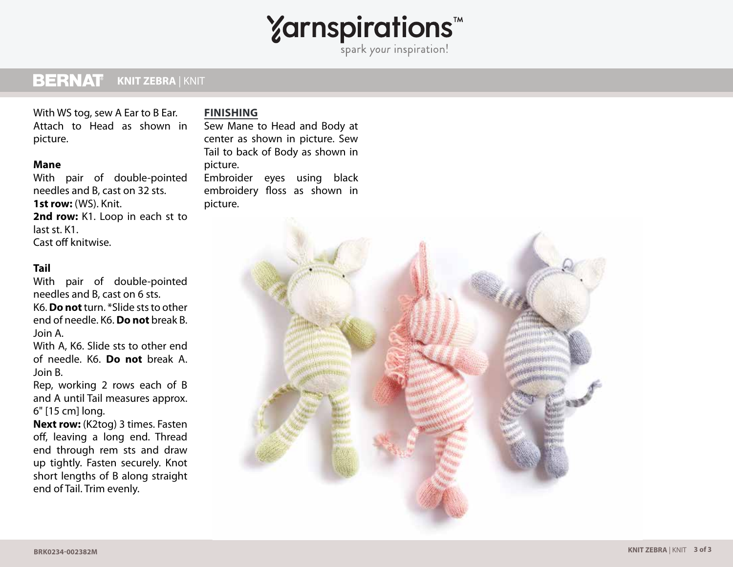With WS tog, sew A Ear to B Ear. Attach to Head as shown in picture.

### Mane

With pair of double-pointed needles and B, cast on 32 sts.

**1st row:** (WS). Knit.

**2nd row:** K1. Loop in each st to last st. K1.

Cast off knitwise.

### Tail

With pair of double-pointed needles and B, cast on 6 sts.

K6. **Do not** turn. *Slide sts to other end of needle. K6. **Do not** break B. Join A.

With A, K6. Slide sts to other end of needle. K6. **Do not** break A. Join B.

Rep, working 2 rows each of B and A until Tail measures approx. 6" [15 cm] long.

**Next row:** (K2tog) 3 times. Fasten off, leaving a long end. Thread end through rem sts and draw up tightly. Fasten securely. Knot short lengths of B along straight end of Tail. Trim evenly.

## FINISHING

Sew Mane to Head and Body at center as shown in picture. Sew Tail to back of Body as shown in picture.

Embroider eyes using black embroidery floss as shown in picture.

BRK0234-002382M